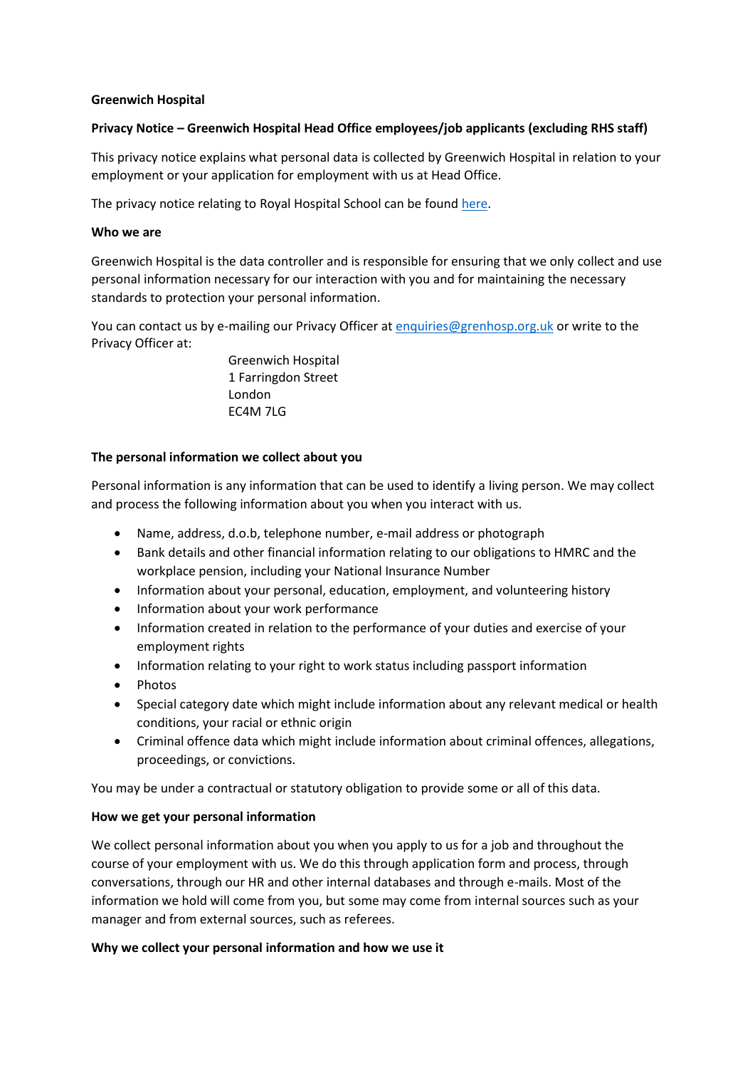**Greenwich Hospital**

**Privacy Notice – Greenwich Hospital Head Office employees/job applicants (excluding RHS staff)**

This privacy notice explains what personal data is collected by Greenwich Hospital in relation to your employment or your application for employment with us at Head Office.

The privacy notice relating to Royal Hospital School can be found here.

**Who we are**

Greenwich Hospital is the data controller and is responsible for ensuring that we only collect and use personal information necessary for our interaction with you and for maintaining the necessary standards to protection your personal information.

You can contact us by e-mailing our Privacy Officer at enquiries@grenhosp.org.uk or write to the Privacy Officer at:

Greenwich Hospital
1 Farringdon Street
London
EC4M 7LG

**The personal information we collect about you**

Personal information is any information that can be used to identify a living person. We may collect and process the following information about you when you interact with us.

- Name, address, d.o.b, telephone number, e-mail address or photograph
- Bank details and other financial information relating to our obligations to HMRC and the workplace pension, including your National Insurance Number
- Information about your personal, education, employment, and volunteering history
- Information about your work performance
- Information created in relation to the performance of your duties and exercise of your employment rights
- Information relating to your right to work status including passport information
- Photos
- Special category date which might include information about any relevant medical or health conditions, your racial or ethnic origin
- Criminal offence data which might include information about criminal offences, allegations, proceedings, or convictions.

You may be under a contractual or statutory obligation to provide some or all of this data.

**How we get your personal information**

We collect personal information about you when you apply to us for a job and throughout the course of your employment with us. We do this through application form and process, through conversations, through our HR and other internal databases and through e-mails. Most of the information we hold will come from you, but some may come from internal sources such as your manager and from external sources, such as referees.

**Why we collect your personal information and how we use it**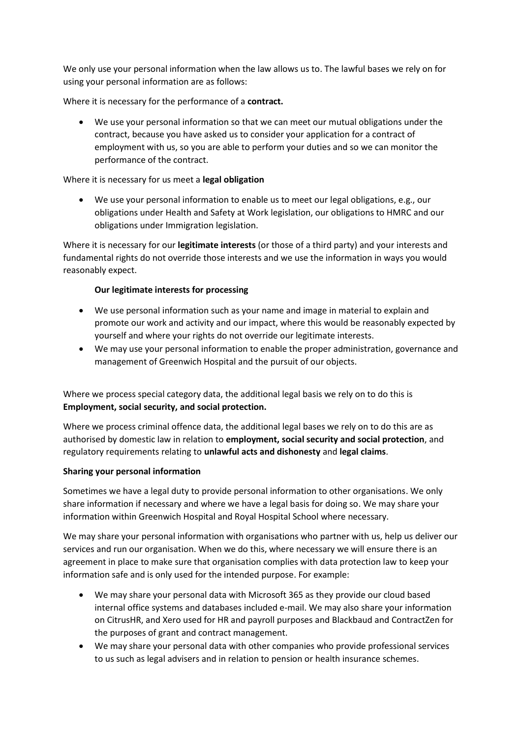We only use your personal information when the law allows us to. The lawful bases we rely on for using your personal information are as follows:

Where it is necessary for the performance of a **contract.**

- We use your personal information so that we can meet our mutual obligations under the contract, because you have asked us to consider your application for a contract of employment with us, so you are able to perform your duties and so we can monitor the performance of the contract.

Where it is necessary for us meet a **legal obligation**

- We use your personal information to enable us to meet our legal obligations, e.g., our obligations under Health and Safety at Work legislation, our obligations to HMRC and our obligations under Immigration legislation.

Where it is necessary for our **legitimate interests** (or those of a third party) and your interests and fundamental rights do not override those interests and we use the information in ways you would reasonably expect.

**Our legitimate interests for processing**

- We use personal information such as your name and image in material to explain and promote our work and activity and our impact, where this would be reasonably expected by yourself and where your rights do not override our legitimate interests.
- We may use your personal information to enable the proper administration, governance and management of Greenwich Hospital and the pursuit of our objects.

Where we process special category data, the additional legal basis we rely on to do this is **Employment, social security, and social protection.**

Where we process criminal offence data, the additional legal bases we rely on to do this are as authorised by domestic law in relation to **employment, social security and social protection**, and regulatory requirements relating to **unlawful acts and dishonesty** and **legal claims**.

**Sharing your personal information**

Sometimes we have a legal duty to provide personal information to other organisations. We only share information if necessary and where we have a legal basis for doing so. We may share your information within Greenwich Hospital and Royal Hospital School where necessary.

We may share your personal information with organisations who partner with us, help us deliver our services and run our organisation. When we do this, where necessary we will ensure there is an agreement in place to make sure that organisation complies with data protection law to keep your information safe and is only used for the intended purpose. For example:

- We may share your personal data with Microsoft 365 as they provide our cloud based internal office systems and databases included e-mail. We may also share your information on CitrusHR, and Xero used for HR and payroll purposes and Blackbaud and ContractZen for the purposes of grant and contract management.
- We may share your personal data with other companies who provide professional services to us such as legal advisers and in relation to pension or health insurance schemes.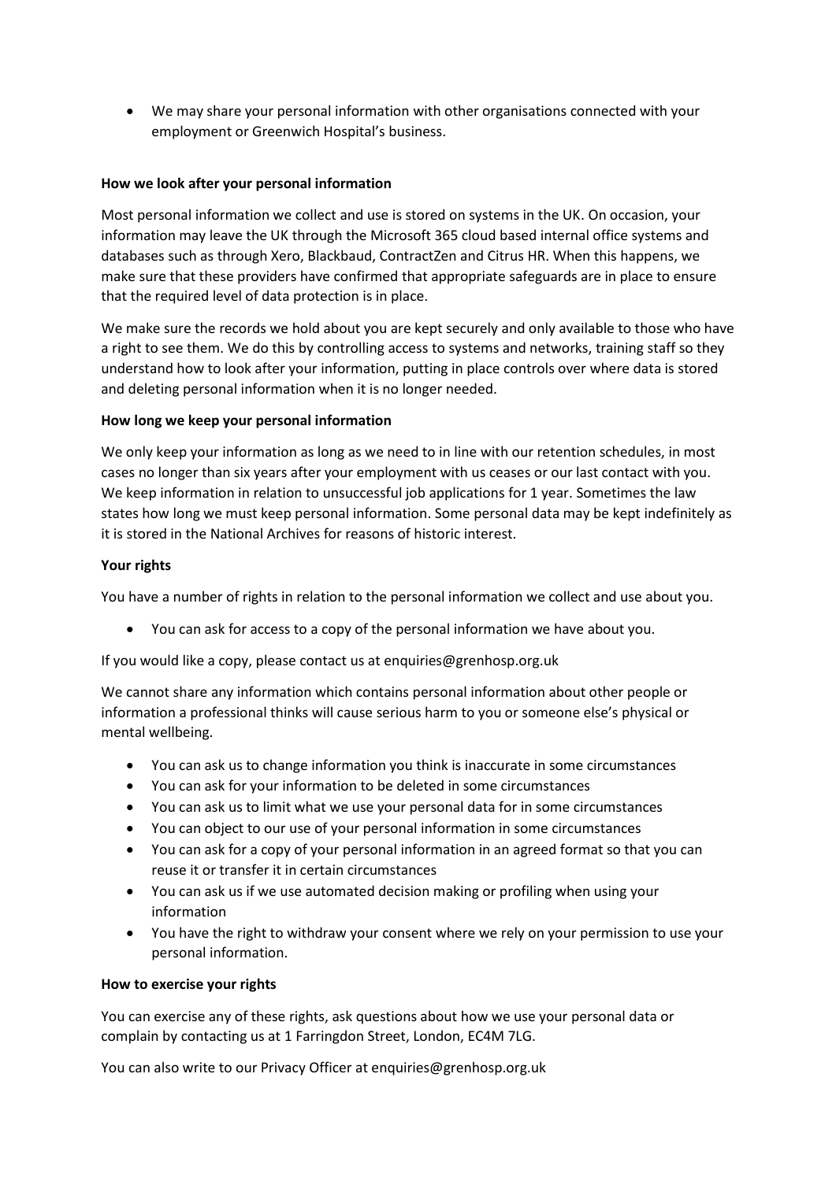- We may share your personal information with other organisations connected with your employment or Greenwich Hospital's business.

**How we look after your personal information**

Most personal information we collect and use is stored on systems in the UK. On occasion, your information may leave the UK through the Microsoft 365 cloud based internal office systems and databases such as through Xero, Blackbaud, ContractZen and Citrus HR. When this happens, we make sure that these providers have confirmed that appropriate safeguards are in place to ensure that the required level of data protection is in place.

We make sure the records we hold about you are kept securely and only available to those who have a right to see them. We do this by controlling access to systems and networks, training staff so they understand how to look after your information, putting in place controls over where data is stored and deleting personal information when it is no longer needed.

**How long we keep your personal information**

We only keep your information as long as we need to in line with our retention schedules, in most cases no longer than six years after your employment with us ceases or our last contact with you. We keep information in relation to unsuccessful job applications for 1 year. Sometimes the law states how long we must keep personal information. Some personal data may be kept indefinitely as it is stored in the National Archives for reasons of historic interest.

**Your rights**

You have a number of rights in relation to the personal information we collect and use about you.

- You can ask for access to a copy of the personal information we have about you.

If you would like a copy, please contact us at enquiries@grenhosp.org.uk

We cannot share any information which contains personal information about other people or information a professional thinks will cause serious harm to you or someone else's physical or mental wellbeing.

- You can ask us to change information you think is inaccurate in some circumstances
- You can ask for your information to be deleted in some circumstances
- You can ask us to limit what we use your personal data for in some circumstances
- You can object to our use of your personal information in some circumstances
- You can ask for a copy of your personal information in an agreed format so that you can reuse it or transfer it in certain circumstances
- You can ask us if we use automated decision making or profiling when using your information
- You have the right to withdraw your consent where we rely on your permission to use your personal information.

**How to exercise your rights**

You can exercise any of these rights, ask questions about how we use your personal data or complain by contacting us at 1 Farringdon Street, London, EC4M 7LG.

You can also write to our Privacy Officer at enquiries@grenhosp.org.uk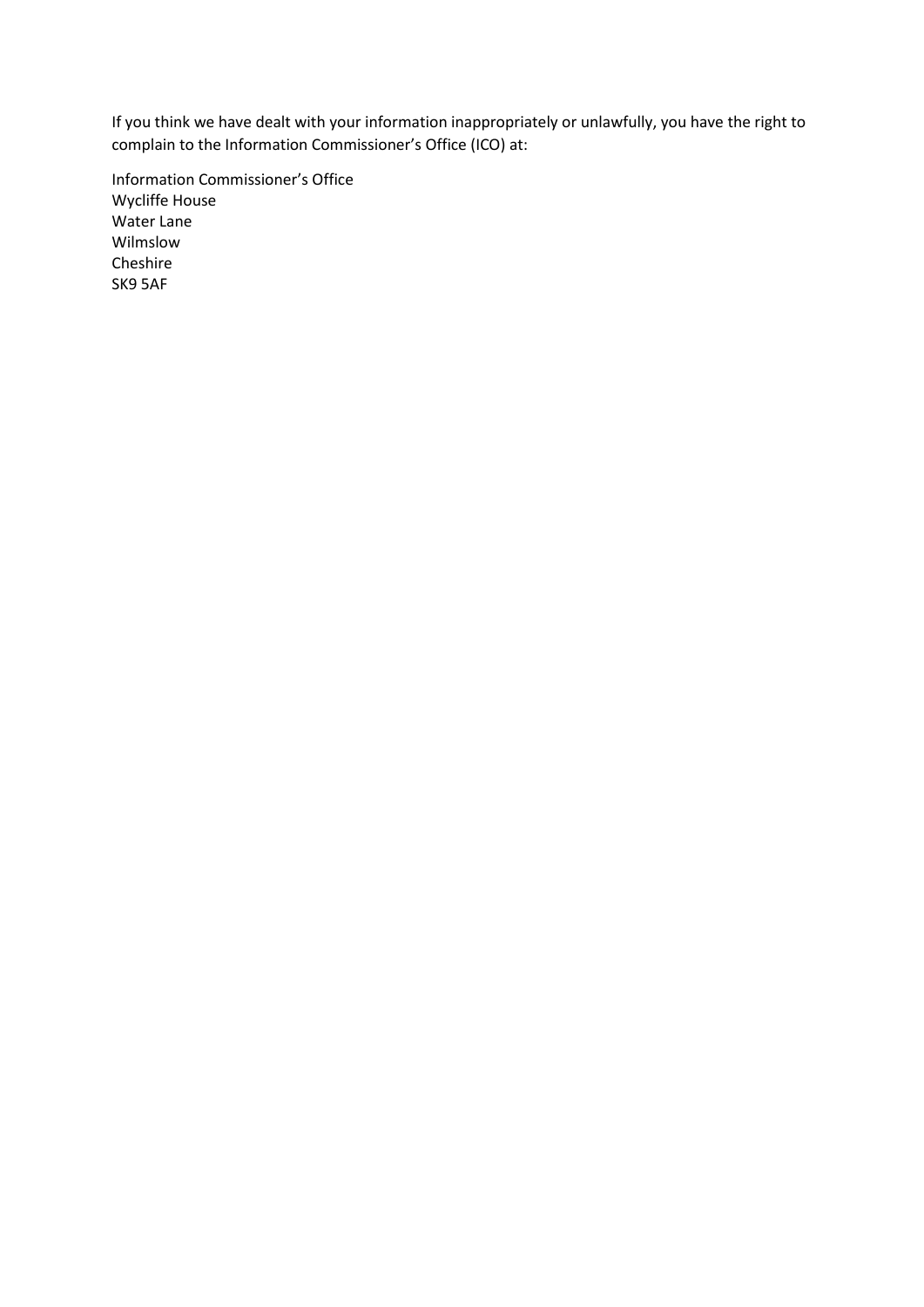If you think we have dealt with your information inappropriately or unlawfully, you have the right to complain to the Information Commissioner's Office (ICO) at:

Information Commissioner's Office
Wycliffe House
Water Lane
Wilmslow
Cheshire
SK9 5AF